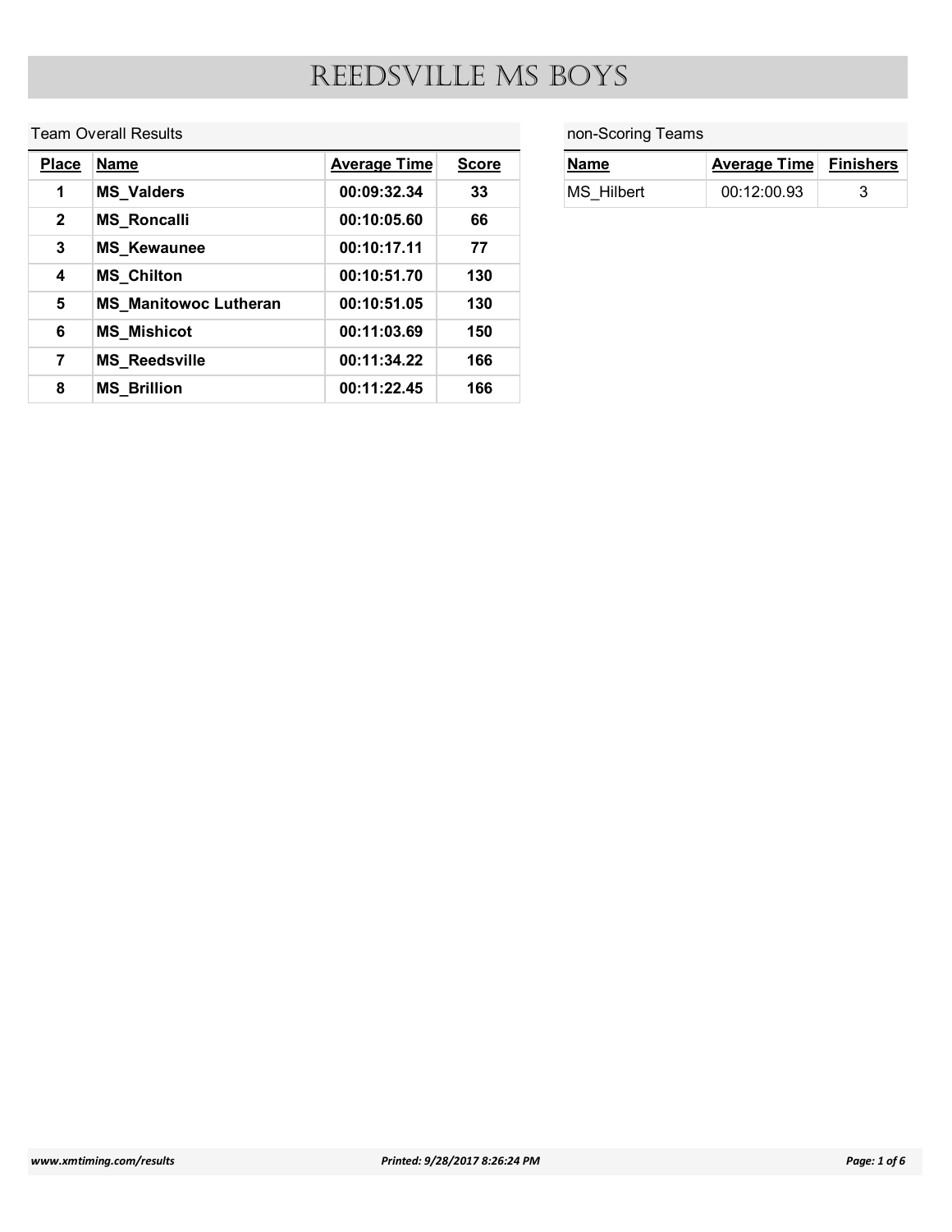# REEDSVILLE MS BOYS

Team Overall Results

| Place | Name | Average Time | Score |
|---|---|---|---|
| 1 | MS_Valders | 00:09:32.34 | 33 |
| 2 | MS_Roncalli | 00:10:05.60 | 66 |
| 3 | MS_Kewaunee | 00:10:17.11 | 77 |
| 4 | MS_Chilton | 00:10:51.70 | 130 |
| 5 | MS_Manitowoc Lutheran | 00:10:51.05 | 130 |
| 6 | MS_Mishicot | 00:11:03.69 | 150 |
| 7 | MS_Reedsville | 00:11:34.22 | 166 |
| 8 | MS_Brillion | 00:11:22.45 | 166 |

non-Scoring Teams

| Name | Average Time | Finishers |
|---|---|---|
| MS_Hilbert | 00:12:00.93 | 3 |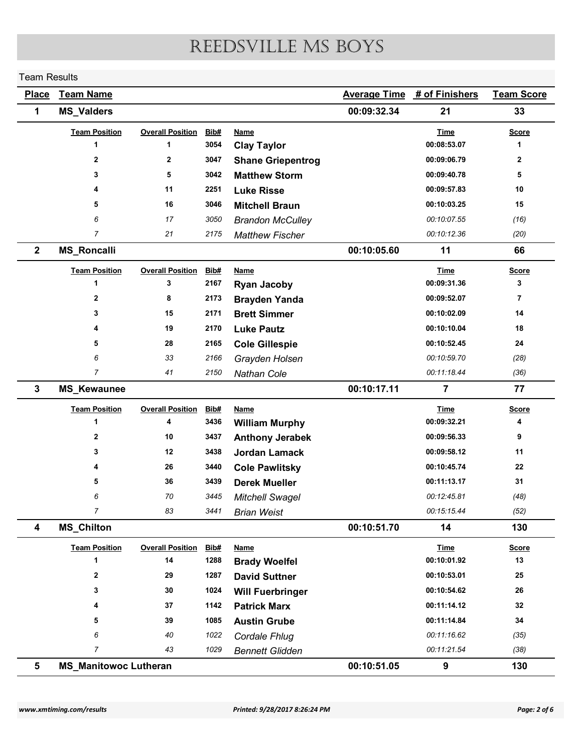# REEDSVILLE MS BOYS

Team Results

| Place | Team Name | Average Time | # of Finishers | Team Score |
|---|---|---|---|---|
| 1 | MS_Valders | 00:09:32.34 | 21 | 33 |

| Team Position | Overall Position | Bib# | Name | Time | Score |
|---|---|---|---|---|---|
| 1 | 1 | 3054 | Clay Taylor | 00:08:53.07 | 1 |
| 2 | 2 | 3047 | Shane Griepentrog | 00:09:06.79 | 2 |
| 3 | 5 | 3042 | Matthew Storm | 00:09:40.78 | 5 |
| 4 | 11 | 2251 | Luke Risse | 00:09:57.83 | 10 |
| 5 | 16 | 3046 | Mitchell Braun | 00:10:03.25 | 15 |
| *6* | *17* | *3050* | *Brandon McCulley* | *00:10:07.55* | *(16)* |
| *7* | *21* | *2175* | *Matthew Fischer* | *00:10:12.36* | *(20)* |

| Place | Team Name | Average Time | # of Finishers | Team Score |
|---|---|---|---|---|
| 2 | MS_Roncalli | 00:10:05.60 | 11 | 66 |

| Team Position | Overall Position | Bib# | Name | Time | Score |
|---|---|---|---|---|---|
| 1 | 3 | 2167 | Ryan Jacoby | 00:09:31.36 | 3 |
| 2 | 8 | 2173 | Brayden Yanda | 00:09:52.07 | 7 |
| 3 | 15 | 2171 | Brett Simmer | 00:10:02.09 | 14 |
| 4 | 19 | 2170 | Luke Pautz | 00:10:10.04 | 18 |
| 5 | 28 | 2165 | Cole Gillespie | 00:10:52.45 | 24 |
| *6* | *33* | *2166* | *Grayden Holsen* | *00:10:59.70* | *(28)* |
| *7* | *41* | *2150* | *Nathan Cole* | *00:11:18.44* | *(36)* |

| Place | Team Name | Average Time | # of Finishers | Team Score |
|---|---|---|---|---|
| 3 | MS_Kewaunee | 00:10:17.11 | 7 | 77 |

| Team Position | Overall Position | Bib# | Name | Time | Score |
|---|---|---|---|---|---|
| 1 | 4 | 3436 | William Murphy | 00:09:32.21 | 4 |
| 2 | 10 | 3437 | Anthony Jerabek | 00:09:56.33 | 9 |
| 3 | 12 | 3438 | Jordan Lamack | 00:09:58.12 | 11 |
| 4 | 26 | 3440 | Cole Pawlitsky | 00:10:45.74 | 22 |
| 5 | 36 | 3439 | Derek Mueller | 00:11:13.17 | 31 |
| *6* | *70* | *3445* | *Mitchell Swagel* | *00:12:45.81* | *(48)* |
| *7* | *83* | *3441* | *Brian Weist* | *00:15:15.44* | *(52)* |

| Place | Team Name | Average Time | # of Finishers | Team Score |
|---|---|---|---|---|
| 4 | MS_Chilton | 00:10:51.70 | 14 | 130 |

| Team Position | Overall Position | Bib# | Name | Time | Score |
|---|---|---|---|---|---|
| 1 | 14 | 1288 | Brady Woelfel | 00:10:01.92 | 13 |
| 2 | 29 | 1287 | David Suttner | 00:10:53.01 | 25 |
| 3 | 30 | 1024 | Will Fuerbringer | 00:10:54.62 | 26 |
| 4 | 37 | 1142 | Patrick Marx | 00:11:14.12 | 32 |
| 5 | 39 | 1085 | Austin Grube | 00:11:14.84 | 34 |
| *6* | *40* | *1022* | *Cordale Fhlug* | *00:11:16.62* | *(35)* |
| *7* | *43* | *1029* | *Bennett Glidden* | *00:11:21.54* | *(38)* |

| Place | Team Name | Average Time | # of Finishers | Team Score |
|---|---|---|---|---|
| 5 | MS_Manitowoc Lutheran | 00:10:51.05 | 9 | 130 |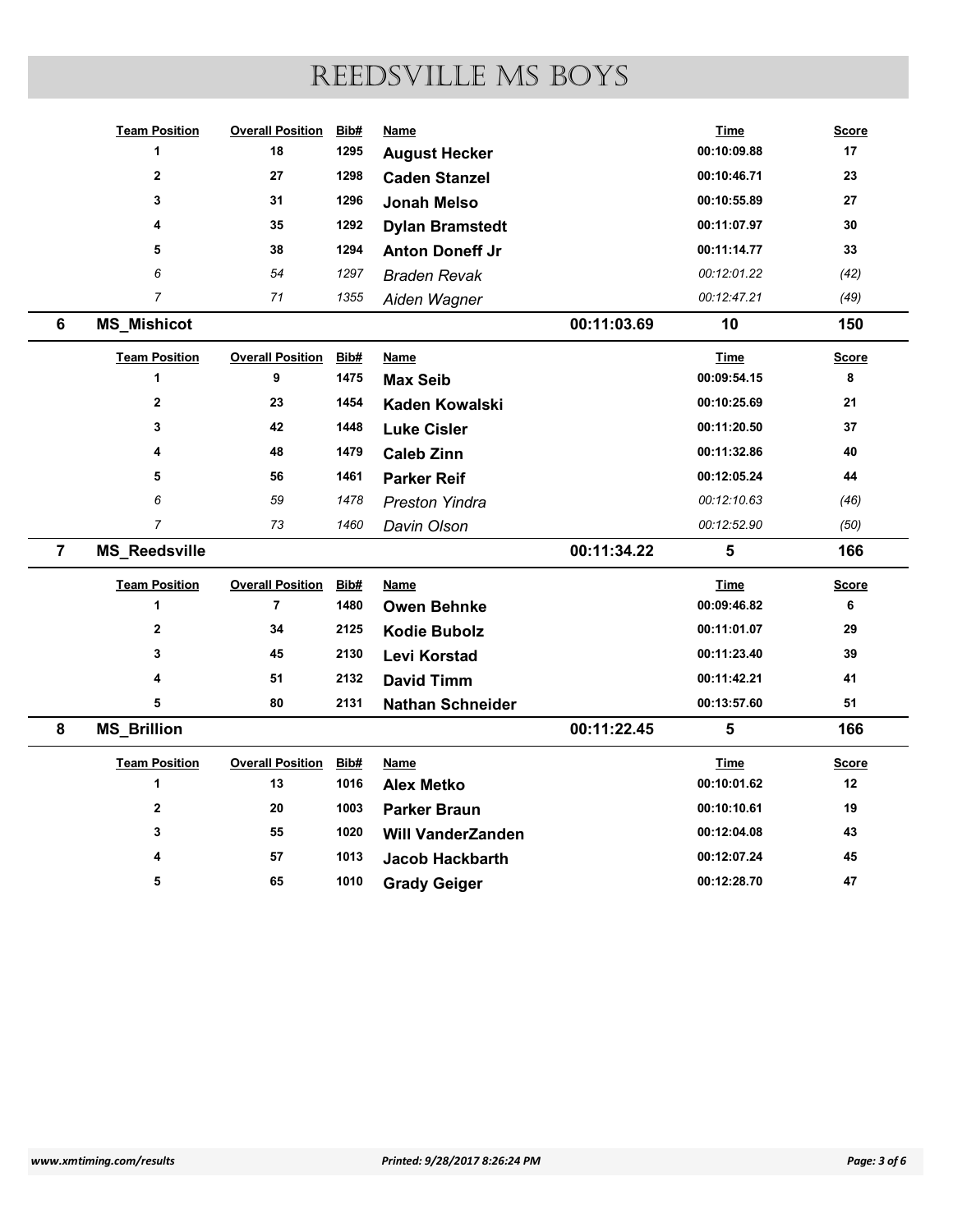# REEDSVILLE MS BOYS

| Team Position | Overall Position | Bib# | Name | Time | Score |
|---|---|---|---|---|---|
| 1 | 18 | 1295 | **August Hecker** | 00:10:09.88 | 17 |
| 2 | 27 | 1298 | **Caden Stanzel** | 00:10:46.71 | 23 |
| 3 | 31 | 1296 | **Jonah Melso** | 00:10:55.89 | 27 |
| 4 | 35 | 1292 | **Dylan Bramstedt** | 00:11:07.97 | 30 |
| 5 | 38 | 1294 | **Anton Doneff Jr** | 00:11:14.77 | 33 |
| *6* | *54* | *1297* | *Braden Revak* | *00:12:01.22* | *(42)* |
| *7* | *71* | *1355* | *Aiden Wagner* | *00:12:47.21* | *(49)* |

## 6 MS_Mishicot — 00:11:03.69 — 10 — 150

| Team Position | Overall Position | Bib# | Name | Time | Score |
|---|---|---|---|---|---|
| 1 | 9 | 1475 | **Max Seib** | 00:09:54.15 | 8 |
| 2 | 23 | 1454 | **Kaden Kowalski** | 00:10:25.69 | 21 |
| 3 | 42 | 1448 | **Luke Cisler** | 00:11:20.50 | 37 |
| 4 | 48 | 1479 | **Caleb Zinn** | 00:11:32.86 | 40 |
| 5 | 56 | 1461 | **Parker Reif** | 00:12:05.24 | 44 |
| *6* | *59* | *1478* | *Preston Yindra* | *00:12:10.63* | *(46)* |
| *7* | *73* | *1460* | *Davin Olson* | *00:12:52.90* | *(50)* |

## 7 MS_Reedsville — 00:11:34.22 — 5 — 166

| Team Position | Overall Position | Bib# | Name | Time | Score |
|---|---|---|---|---|---|
| 1 | 7 | 1480 | **Owen Behnke** | 00:09:46.82 | 6 |
| 2 | 34 | 2125 | **Kodie Bubolz** | 00:11:01.07 | 29 |
| 3 | 45 | 2130 | **Levi Korstad** | 00:11:23.40 | 39 |
| 4 | 51 | 2132 | **David Timm** | 00:11:42.21 | 41 |
| 5 | 80 | 2131 | **Nathan Schneider** | 00:13:57.60 | 51 |

## 8 MS_Brillion — 00:11:22.45 — 5 — 166

| Team Position | Overall Position | Bib# | Name | Time | Score |
|---|---|---|---|---|---|
| 1 | 13 | 1016 | **Alex Metko** | 00:10:01.62 | 12 |
| 2 | 20 | 1003 | **Parker Braun** | 00:10:10.61 | 19 |
| 3 | 55 | 1020 | **Will VanderZanden** | 00:12:04.08 | 43 |
| 4 | 57 | 1013 | **Jacob Hackbarth** | 00:12:07.24 | 45 |
| 5 | 65 | 1010 | **Grady Geiger** | 00:12:28.70 | 47 |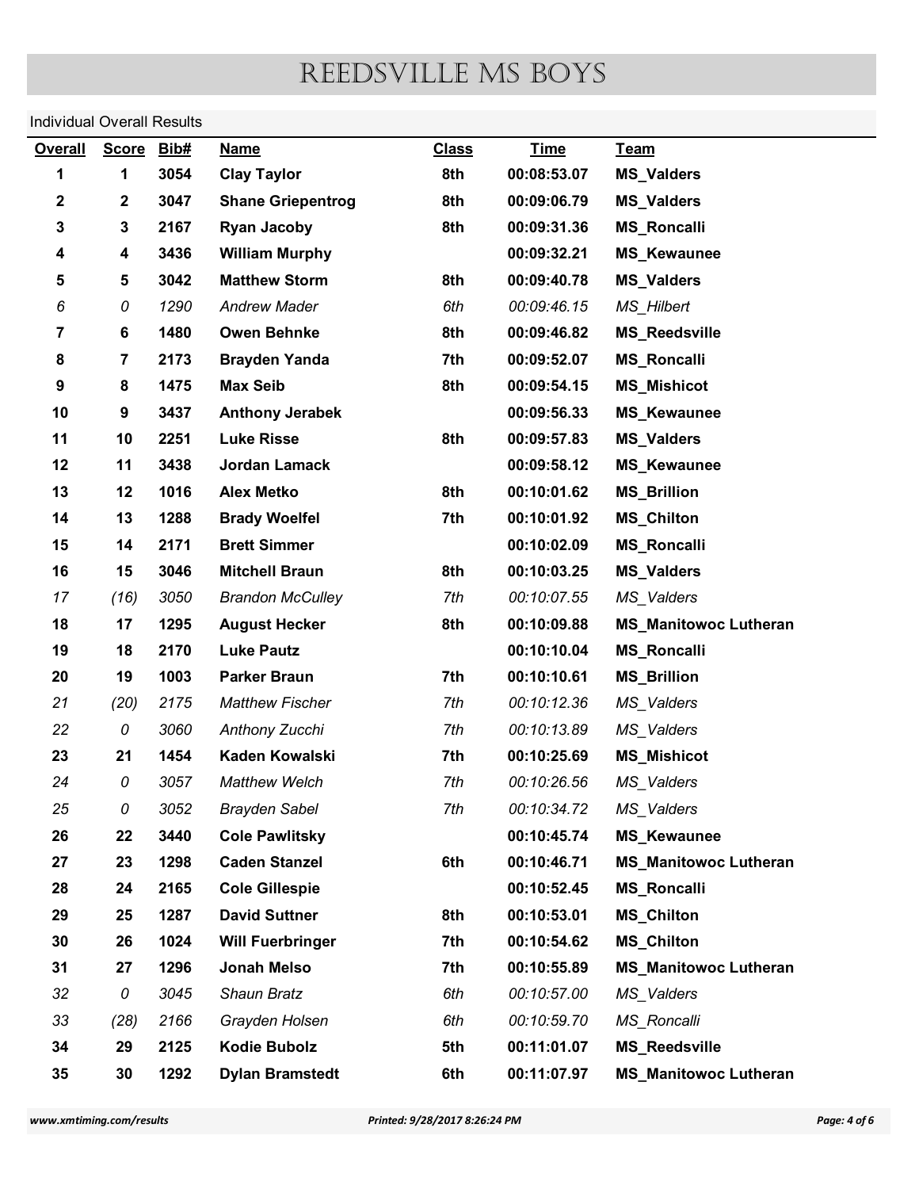# REEDSVILLE MS BOYS

Individual Overall Results

| Overall | Score | Bib# | Name | Class | Time | Team |
|---|---|---|---|---|---|---|
| 1 | 1 | 3054 | Clay Taylor | 8th | 00:08:53.07 | MS_Valders |
| 2 | 2 | 3047 | Shane Griepentrog | 8th | 00:09:06.79 | MS_Valders |
| 3 | 3 | 2167 | Ryan Jacoby | 8th | 00:09:31.36 | MS_Roncalli |
| 4 | 4 | 3436 | William Murphy | | 00:09:32.21 | MS_Kewaunee |
| 5 | 5 | 3042 | Matthew Storm | 8th | 00:09:40.78 | MS_Valders |
| *6* | *0* | *1290* | *Andrew Mader* | *6th* | *00:09:46.15* | *MS_Hilbert* |
| 7 | 6 | 1480 | Owen Behnke | 8th | 00:09:46.82 | MS_Reedsville |
| 8 | 7 | 2173 | Brayden Yanda | 7th | 00:09:52.07 | MS_Roncalli |
| 9 | 8 | 1475 | Max Seib | 8th | 00:09:54.15 | MS_Mishicot |
| 10 | 9 | 3437 | Anthony Jerabek | | 00:09:56.33 | MS_Kewaunee |
| 11 | 10 | 2251 | Luke Risse | 8th | 00:09:57.83 | MS_Valders |
| 12 | 11 | 3438 | Jordan Lamack | | 00:09:58.12 | MS_Kewaunee |
| 13 | 12 | 1016 | Alex Metko | 8th | 00:10:01.62 | MS_Brillion |
| 14 | 13 | 1288 | Brady Woelfel | 7th | 00:10:01.92 | MS_Chilton |
| 15 | 14 | 2171 | Brett Simmer | | 00:10:02.09 | MS_Roncalli |
| 16 | 15 | 3046 | Mitchell Braun | 8th | 00:10:03.25 | MS_Valders |
| *17* | *(16)* | *3050* | *Brandon McCulley* | *7th* | *00:10:07.55* | *MS_Valders* |
| 18 | 17 | 1295 | August Hecker | 8th | 00:10:09.88 | MS_Manitowoc Lutheran |
| 19 | 18 | 2170 | Luke Pautz | | 00:10:10.04 | MS_Roncalli |
| 20 | 19 | 1003 | Parker Braun | 7th | 00:10:10.61 | MS_Brillion |
| *21* | *(20)* | *2175* | *Matthew Fischer* | *7th* | *00:10:12.36* | *MS_Valders* |
| *22* | *0* | *3060* | *Anthony Zucchi* | *7th* | *00:10:13.89* | *MS_Valders* |
| 23 | 21 | 1454 | Kaden Kowalski | 7th | 00:10:25.69 | MS_Mishicot |
| *24* | *0* | *3057* | *Matthew Welch* | *7th* | *00:10:26.56* | *MS_Valders* |
| *25* | *0* | *3052* | *Brayden Sabel* | *7th* | *00:10:34.72* | *MS_Valders* |
| 26 | 22 | 3440 | Cole Pawlitsky | | 00:10:45.74 | MS_Kewaunee |
| 27 | 23 | 1298 | Caden Stanzel | 6th | 00:10:46.71 | MS_Manitowoc Lutheran |
| 28 | 24 | 2165 | Cole Gillespie | | 00:10:52.45 | MS_Roncalli |
| 29 | 25 | 1287 | David Suttner | 8th | 00:10:53.01 | MS_Chilton |
| 30 | 26 | 1024 | Will Fuerbringer | 7th | 00:10:54.62 | MS_Chilton |
| 31 | 27 | 1296 | Jonah Melso | 7th | 00:10:55.89 | MS_Manitowoc Lutheran |
| *32* | *0* | *3045* | *Shaun Bratz* | *6th* | *00:10:57.00* | *MS_Valders* |
| *33* | *(28)* | *2166* | *Grayden Holsen* | *6th* | *00:10:59.70* | *MS_Roncalli* |
| 34 | 29 | 2125 | Kodie Bubolz | 5th | 00:11:01.07 | MS_Reedsville |
| 35 | 30 | 1292 | Dylan Bramstedt | 6th | 00:11:07.97 | MS_Manitowoc Lutheran |

www.xmtiming.com/results    Printed: 9/28/2017 8:26:24 PM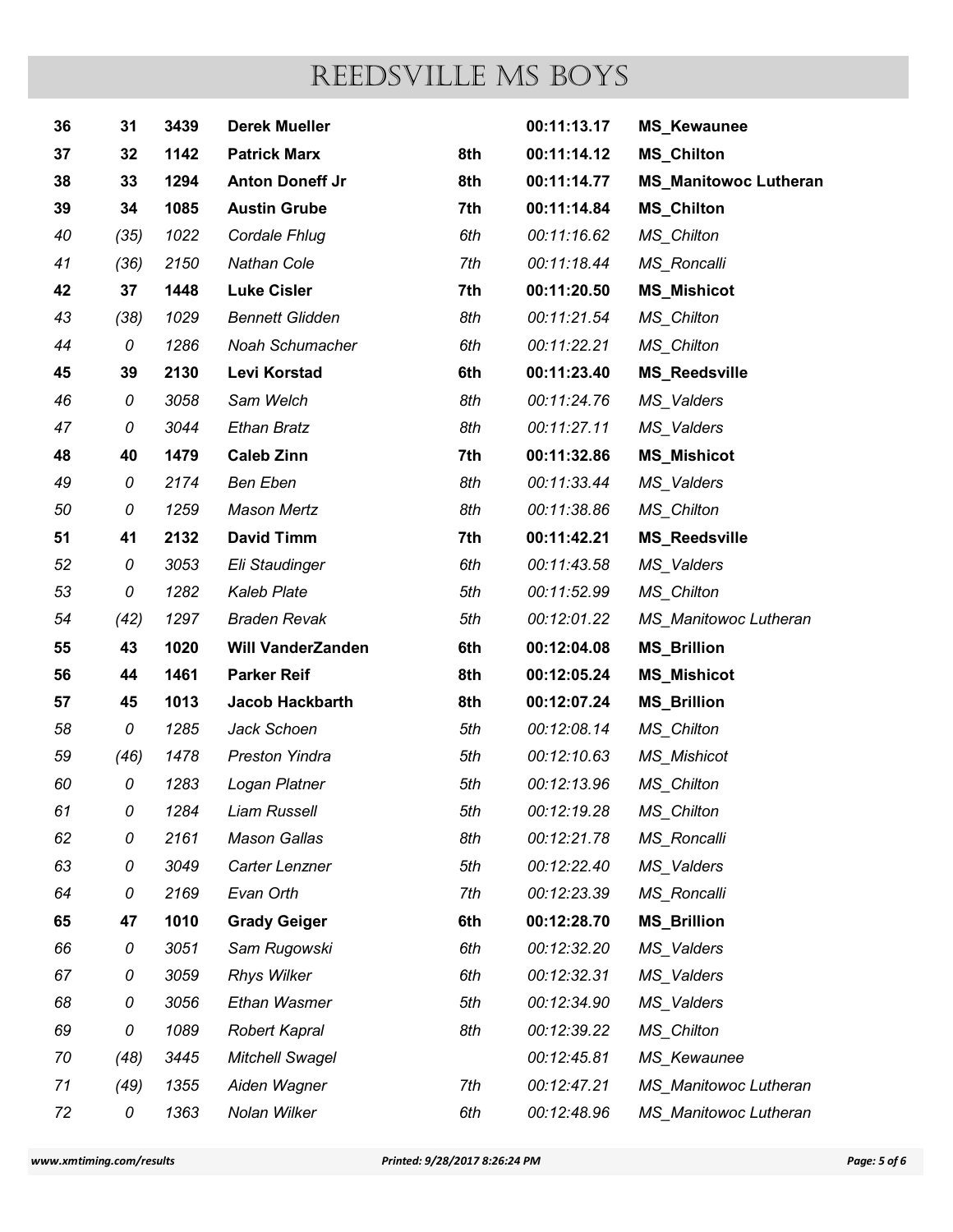# REEDSVILLE MS BOYS

| | | | | | | |
|---|---|---|---|---|---|---|
| **36** | **31** | **3439** | **Derek Mueller** | | **00:11:13.17** | **MS_Kewaunee** |
| **37** | **32** | **1142** | **Patrick Marx** | **8th** | **00:11:14.12** | **MS_Chilton** |
| **38** | **33** | **1294** | **Anton Doneff Jr** | **8th** | **00:11:14.77** | **MS_Manitowoc Lutheran** |
| **39** | **34** | **1085** | **Austin Grube** | **7th** | **00:11:14.84** | **MS_Chilton** |
| *40* | *(35)* | *1022* | *Cordale Fhlug* | *6th* | *00:11:16.62* | *MS_Chilton* |
| *41* | *(36)* | *2150* | *Nathan Cole* | *7th* | *00:11:18.44* | *MS_Roncalli* |
| **42** | **37** | **1448** | **Luke Cisler** | **7th** | **00:11:20.50** | **MS_Mishicot** |
| *43* | *(38)* | *1029* | *Bennett Glidden* | *8th* | *00:11:21.54* | *MS_Chilton* |
| *44* | *0* | *1286* | *Noah Schumacher* | *6th* | *00:11:22.21* | *MS_Chilton* |
| **45** | **39** | **2130** | **Levi Korstad** | **6th** | **00:11:23.40** | **MS_Reedsville** |
| *46* | *0* | *3058* | *Sam Welch* | *8th* | *00:11:24.76* | *MS_Valders* |
| *47* | *0* | *3044* | *Ethan Bratz* | *8th* | *00:11:27.11* | *MS_Valders* |
| **48** | **40** | **1479** | **Caleb Zinn** | **7th** | **00:11:32.86** | **MS_Mishicot** |
| *49* | *0* | *2174* | *Ben Eben* | *8th* | *00:11:33.44* | *MS_Valders* |
| *50* | *0* | *1259* | *Mason Mertz* | *8th* | *00:11:38.86* | *MS_Chilton* |
| **51** | **41** | **2132** | **David Timm** | **7th** | **00:11:42.21** | **MS_Reedsville** |
| *52* | *0* | *3053* | *Eli Staudinger* | *6th* | *00:11:43.58* | *MS_Valders* |
| *53* | *0* | *1282* | *Kaleb Plate* | *5th* | *00:11:52.99* | *MS_Chilton* |
| *54* | *(42)* | *1297* | *Braden Revak* | *5th* | *00:12:01.22* | *MS_Manitowoc Lutheran* |
| **55** | **43** | **1020** | **Will VanderZanden** | **6th** | **00:12:04.08** | **MS_Brillion** |
| **56** | **44** | **1461** | **Parker Reif** | **8th** | **00:12:05.24** | **MS_Mishicot** |
| **57** | **45** | **1013** | **Jacob Hackbarth** | **8th** | **00:12:07.24** | **MS_Brillion** |
| *58* | *0* | *1285* | *Jack Schoen* | *5th* | *00:12:08.14* | *MS_Chilton* |
| *59* | *(46)* | *1478* | *Preston Yindra* | *5th* | *00:12:10.63* | *MS_Mishicot* |
| *60* | *0* | *1283* | *Logan Platner* | *5th* | *00:12:13.96* | *MS_Chilton* |
| *61* | *0* | *1284* | *Liam Russell* | *5th* | *00:12:19.28* | *MS_Chilton* |
| *62* | *0* | *2161* | *Mason Gallas* | *8th* | *00:12:21.78* | *MS_Roncalli* |
| *63* | *0* | *3049* | *Carter Lenzner* | *5th* | *00:12:22.40* | *MS_Valders* |
| *64* | *0* | *2169* | *Evan Orth* | *7th* | *00:12:23.39* | *MS_Roncalli* |
| **65** | **47** | **1010** | **Grady Geiger** | **6th** | **00:12:28.70** | **MS_Brillion** |
| *66* | *0* | *3051* | *Sam Rugowski* | *6th* | *00:12:32.20* | *MS_Valders* |
| *67* | *0* | *3059* | *Rhys Wilker* | *6th* | *00:12:32.31* | *MS_Valders* |
| *68* | *0* | *3056* | *Ethan Wasmer* | *5th* | *00:12:34.90* | *MS_Valders* |
| *69* | *0* | *1089* | *Robert Kapral* | *8th* | *00:12:39.22* | *MS_Chilton* |
| *70* | *(48)* | *3445* | *Mitchell Swagel* | | *00:12:45.81* | *MS_Kewaunee* |
| *71* | *(49)* | *1355* | *Aiden Wagner* | *7th* | *00:12:47.21* | *MS_Manitowoc Lutheran* |
| *72* | *0* | *1363* | *Nolan Wilker* | *6th* | *00:12:48.96* | *MS_Manitowoc Lutheran* |

www.xmtiming.com/results    Printed: 9/28/2017 8:26:24 PM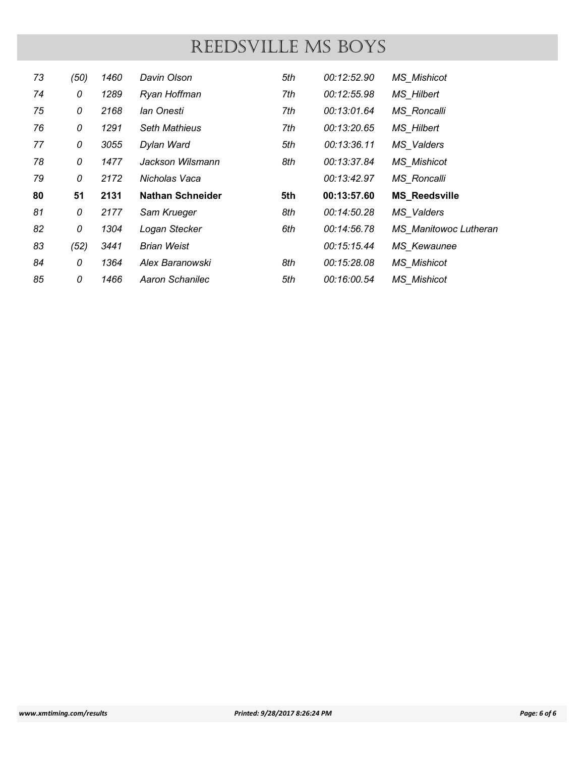# REEDSVILLE MS BOYS

| | | | | | | |
|---|---|---|---|---|---|---|
| 73 | (50) | 1460 | Davin Olson | 5th | 00:12:52.90 | MS_Mishicot |
| 74 | 0 | 1289 | Ryan Hoffman | 7th | 00:12:55.98 | MS_Hilbert |
| 75 | 0 | 2168 | Ian Onesti | 7th | 00:13:01.64 | MS_Roncalli |
| 76 | 0 | 1291 | Seth Mathieus | 7th | 00:13:20.65 | MS_Hilbert |
| 77 | 0 | 3055 | Dylan Ward | 5th | 00:13:36.11 | MS_Valders |
| 78 | 0 | 1477 | Jackson Wilsmann | 8th | 00:13:37.84 | MS_Mishicot |
| 79 | 0 | 2172 | Nicholas Vaca | | 00:13:42.97 | MS_Roncalli |
| **80** | **51** | **2131** | **Nathan Schneider** | **5th** | **00:13:57.60** | **MS_Reedsville** |
| 81 | 0 | 2177 | Sam Krueger | 8th | 00:14:50.28 | MS_Valders |
| 82 | 0 | 1304 | Logan Stecker | 6th | 00:14:56.78 | MS_Manitowoc Lutheran |
| 83 | (52) | 3441 | Brian Weist | | 00:15:15.44 | MS_Kewaunee |
| 84 | 0 | 1364 | Alex Baranowski | 8th | 00:15:28.08 | MS_Mishicot |
| 85 | 0 | 1466 | Aaron Schanilec | 5th | 00:16:00.54 | MS_Mishicot |

www.xmtiming.com/results Printed: 9/28/2017 8:26:24 PM